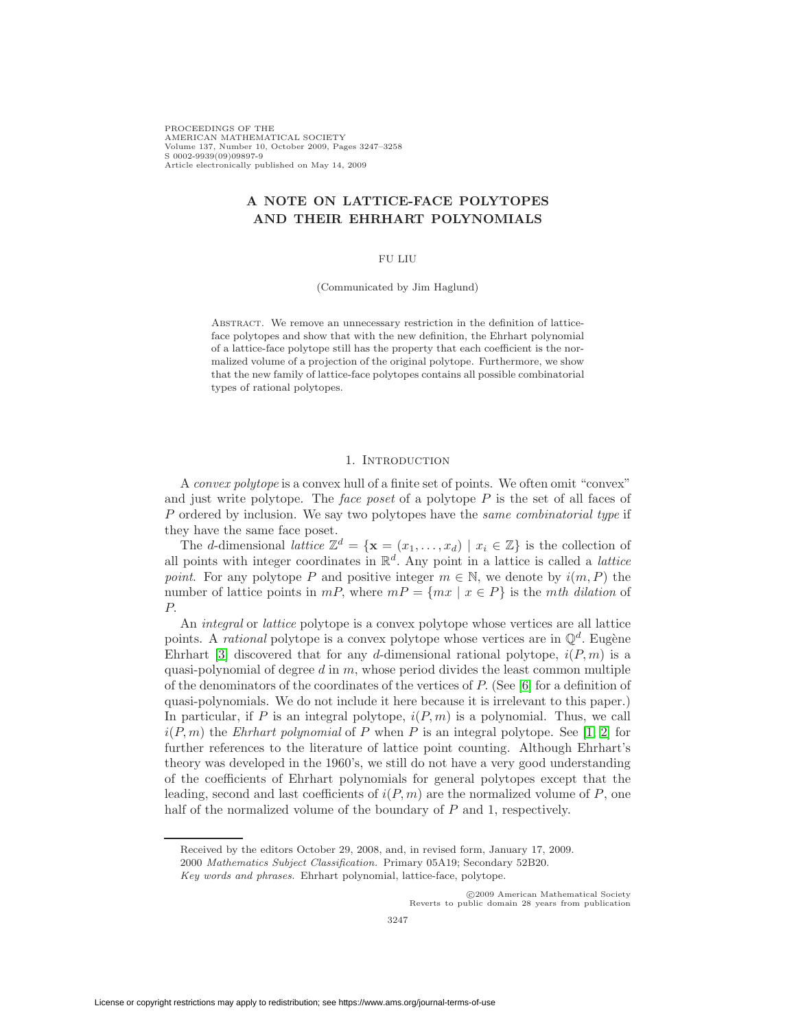# A NOTE ON LATTICE-FACE POLYTOPES AND THEIR EHRHART POLYNOMIALS

FU LIU

(Communicated by Jim Haglund)

Abstract. We remove an unnecessary restriction in the definition of lattice-face polytopes and show that with the new definition, the Ehrhart polynomial of a lattice-face polytope still has the property that each coefficient is the normalized volume of a projection of the original polytope. Furthermore, we show that the new family of lattice-face polytopes contains all possible combinatorial types of rational polytopes.

## 1. Introduction

A *convex polytope* is a convex hull of a finite set of points. We often omit "convex" and just write polytope. The *face poset* of a polytope $P$ is the set of all faces of $P$ ordered by inclusion. We say two polytopes have the *same combinatorial type* if they have the same face poset.

The $d$-dimensional *lattice* $\mathbb{Z}^d = \{\mathbf{x} = (x_1, \dots, x_d) \mid x_i \in \mathbb{Z}\}$ is the collection of all points with integer coordinates in $\mathbb{R}^d$. Any point in a lattice is called a *lattice point*. For any polytope $P$ and positive integer $m \in \mathbb{N}$, we denote by $i(m, P)$ the number of lattice points in $mP$, where $mP = \{mx \mid x \in P\}$ is the *mth dilation* of $P$.

An *integral* or *lattice* polytope is a convex polytope whose vertices are all lattice points. A *rational* polytope is a convex polytope whose vertices are in $\mathbb{Q}^d$. Eugène Ehrhart [3] discovered that for any $d$-dimensional rational polytope, $i(P, m)$ is a quasi-polynomial of degree $d$ in $m$, whose period divides the least common multiple of the denominators of the coordinates of the vertices of $P$. (See [6] for a definition of quasi-polynomials. We do not include it here because it is irrelevant to this paper.) In particular, if $P$ is an integral polytope, $i(P, m)$ is a polynomial. Thus, we call $i(P, m)$ the *Ehrhart polynomial* of $P$ when $P$ is an integral polytope. See [1, 2] for further references to the literature of lattice point counting. Although Ehrhart's theory was developed in the 1960's, we still do not have a very good understanding of the coefficients of Ehrhart polynomials for general polytopes except that the leading, second and last coefficients of $i(P, m)$ are the normalized volume of $P$, one half of the normalized volume of the boundary of $P$ and 1, respectively.

Received by the editors October 29, 2008, and, in revised form, January 17, 2009.

2000 *Mathematics Subject Classification.* Primary 05A19; Secondary 52B20.

*Key words and phrases.* Ehrhart polynomial, lattice-face, polytope.

©2009 American Mathematical Society
Reverts to public domain 28 years from publication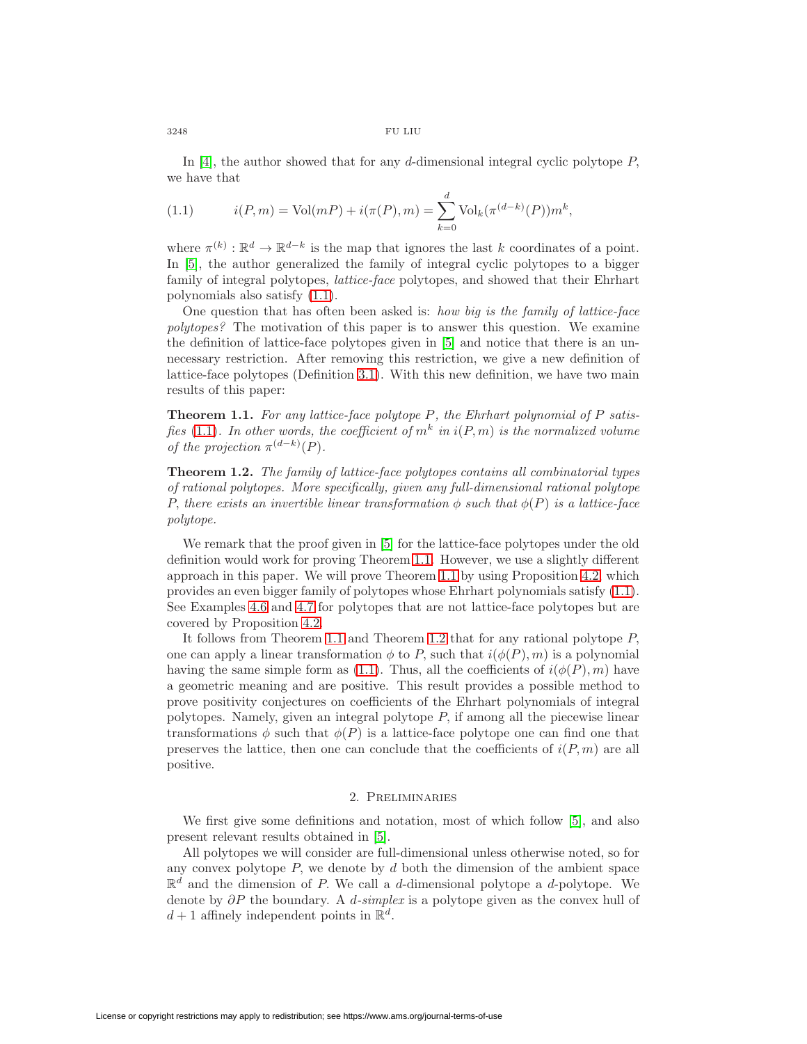In [4], the author showed that for any $d$-dimensional integral cyclic polytope $P$, we have that

$$i(P, m) = \mathrm{Vol}(mP) + i(\pi(P), m) = \sum_{k=0}^{d} \mathrm{Vol}_k(\pi^{(d-k)}(P))m^k, \tag{1.1}$$

where $\pi^{(k)} : \mathbb{R}^d \to \mathbb{R}^{d-k}$ is the map that ignores the last $k$ coordinates of a point. In [5], the author generalized the family of integral cyclic polytopes to a bigger family of integral polytopes, *lattice-face* polytopes, and showed that their Ehrhart polynomials also satisfy (1.1).

One question that has often been asked is: *how big is the family of lattice-face polytopes?* The motivation of this paper is to answer this question. We examine the definition of lattice-face polytopes given in [5] and notice that there is an unnecessary restriction. After removing this restriction, we give a new definition of lattice-face polytopes (Definition 3.1). With this new definition, we have two main results of this paper:

**Theorem 1.1.** *For any lattice-face polytope $P$, the Ehrhart polynomial of $P$ satisfies (1.1). In other words, the coefficient of $m^k$ in $i(P, m)$ is the normalized volume of the projection $\pi^{(d-k)}(P)$.*

**Theorem 1.2.** *The family of lattice-face polytopes contains all combinatorial types of rational polytopes. More specifically, given any full-dimensional rational polytope $P$, there exists an invertible linear transformation $\phi$ such that $\phi(P)$ is a lattice-face polytope.*

We remark that the proof given in [5] for the lattice-face polytopes under the old definition would work for proving Theorem 1.1. However, we use a slightly different approach in this paper. We will prove Theorem 1.1 by using Proposition 4.2, which provides an even bigger family of polytopes whose Ehrhart polynomials satisfy (1.1). See Examples 4.6 and 4.7 for polytopes that are not lattice-face polytopes but are covered by Proposition 4.2.

It follows from Theorem 1.1 and Theorem 1.2 that for any rational polytope $P$, one can apply a linear transformation $\phi$ to $P$, such that $i(\phi(P), m)$ is a polynomial having the same simple form as (1.1). Thus, all the coefficients of $i(\phi(P), m)$ have a geometric meaning and are positive. This result provides a possible method to prove positivity conjectures on coefficients of the Ehrhart polynomials of integral polytopes. Namely, given an integral polytope $P$, if among all the piecewise linear transformations $\phi$ such that $\phi(P)$ is a lattice-face polytope one can find one that preserves the lattice, then one can conclude that the coefficients of $i(P, m)$ are all positive.

## 2. Preliminaries

We first give some definitions and notation, most of which follow [5], and also present relevant results obtained in [5].

All polytopes we will consider are full-dimensional unless otherwise noted, so for any convex polytope $P$, we denote by $d$ both the dimension of the ambient space $\mathbb{R}^d$ and the dimension of $P$. We call a $d$-dimensional polytope a $d$-polytope. We denote by $\partial P$ the boundary. A *$d$-simplex* is a polytope given as the convex hull of $d + 1$ affinely independent points in $\mathbb{R}^d$.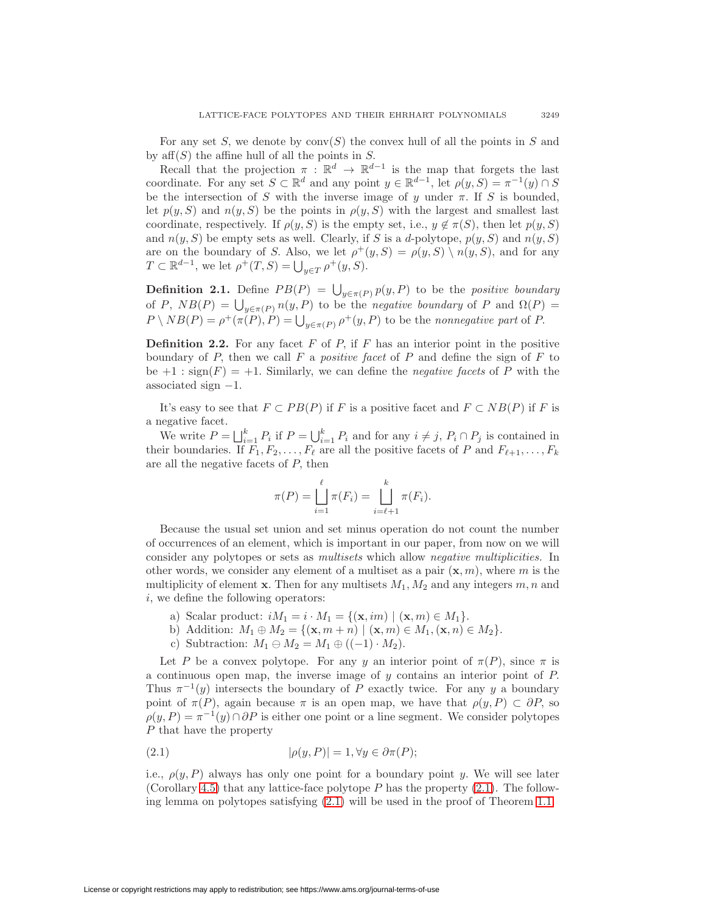For any set $S$, we denote by $\mathrm{conv}(S)$ the convex hull of all the points in $S$ and by $\mathrm{aff}(S)$ the affine hull of all the points in $S$.

Recall that the projection $\pi : \mathbb{R}^d \to \mathbb{R}^{d-1}$ is the map that forgets the last coordinate. For any set $S \subset \mathbb{R}^d$ and any point $y \in \mathbb{R}^{d-1}$, let $\rho(y, S) = \pi^{-1}(y) \cap S$ be the intersection of $S$ with the inverse image of $y$ under $\pi$. If $S$ is bounded, let $p(y, S)$ and $n(y, S)$ be the points in $\rho(y, S)$ with the largest and smallest last coordinate, respectively. If $\rho(y, S)$ is the empty set, i.e., $y \notin \pi(S)$, then let $p(y, S)$ and $n(y, S)$ be empty sets as well. Clearly, if $S$ is a $d$-polytope, $p(y, S)$ and $n(y, S)$ are on the boundary of $S$. Also, we let $\rho^+(y, S) = \rho(y, S) \setminus n(y, S)$, and for any $T \subset \mathbb{R}^{d-1}$, we let $\rho^+(T, S) = \bigcup_{y \in T} \rho^+(y, S)$.

**Definition 2.1.** Define $PB(P) = \bigcup_{y \in \pi(P)} p(y, P)$ to be the *positive boundary* of $P$, $NB(P) = \bigcup_{y \in \pi(P)} n(y, P)$ to be the *negative boundary* of $P$ and $\Omega(P) = P \setminus NB(P) = \rho^+(\pi(P), P) = \bigcup_{y \in \pi(P)} \rho^+(y, P)$ to be the *nonnegative part* of $P$.

**Definition 2.2.** For any facet $F$ of $P$, if $F$ has an interior point in the positive boundary of $P$, then we call $F$ a *positive facet* of $P$ and define the sign of $F$ to be $+1$ : $\mathrm{sign}(F) = +1$. Similarly, we can define the *negative facets* of $P$ with the associated sign $-1$.

It's easy to see that $F \subset PB(P)$ if $F$ is a positive facet and $F \subset NB(P)$ if $F$ is a negative facet.

We write $P = \bigsqcup_{i=1}^{k} P_i$ if $P = \bigcup_{i=1}^{k} P_i$ and for any $i \neq j$, $P_i \cap P_j$ is contained in their boundaries. If $F_1, F_2, \ldots, F_\ell$ are all the positive facets of $P$ and $F_{\ell+1}, \ldots, F_k$ are all the negative facets of $P$, then

$$\pi(P) = \bigsqcup_{i=1}^{\ell} \pi(F_i) = \bigsqcup_{i=\ell+1}^{k} \pi(F_i).$$

Because the usual set union and set minus operation do not count the number of occurrences of an element, which is important in our paper, from now on we will consider any polytopes or sets as *multisets* which allow *negative multiplicities*. In other words, we consider any element of a multiset as a pair $(\mathbf{x}, m)$, where $m$ is the multiplicity of element $\mathbf{x}$. Then for any multisets $M_1, M_2$ and any integers $m, n$ and $i$, we define the following operators:

a) Scalar product: $iM_1 = i \cdot M_1 = \{(\mathbf{x}, im) \mid (\mathbf{x}, m) \in M_1\}$.
b) Addition: $M_1 \oplus M_2 = \{(\mathbf{x}, m+n) \mid (\mathbf{x}, m) \in M_1, (\mathbf{x}, n) \in M_2\}$.
c) Subtraction: $M_1 \ominus M_2 = M_1 \oplus ((-1) \cdot M_2)$.

Let $P$ be a convex polytope. For any $y$ an interior point of $\pi(P)$, since $\pi$ is a continuous open map, the inverse image of $y$ contains an interior point of $P$. Thus $\pi^{-1}(y)$ intersects the boundary of $P$ exactly twice. For any $y$ a boundary point of $\pi(P)$, again because $\pi$ is an open map, we have that $\rho(y, P) \subset \partial P$, so $\rho(y, P) = \pi^{-1}(y) \cap \partial P$ is either one point or a line segment. We consider polytopes $P$ that have the property

$$|\rho(y, P)| = 1, \forall y \in \partial \pi(P); \tag{2.1}$$

i.e., $\rho(y, P)$ always has only one point for a boundary point $y$. We will see later (Corollary 4.5) that any lattice-face polytope $P$ has the property (2.1). The following lemma on polytopes satisfying (2.1) will be used in the proof of Theorem 1.1.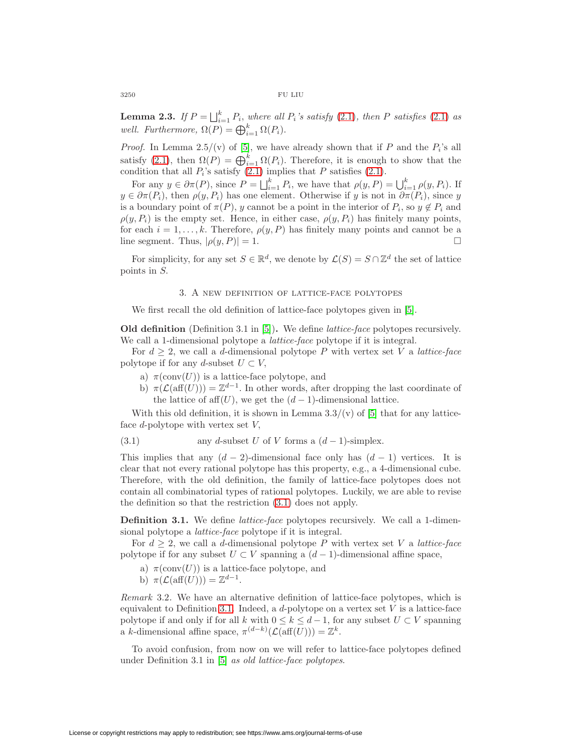**Lemma 2.3.** *If $P = \bigsqcup_{i=1}^k P_i$, where all $P_i$'s satisfy (2.1), then $P$ satisfies (2.1) as well. Furthermore, $\Omega(P) = \bigoplus_{i=1}^k \Omega(P_i)$.*

*Proof.* In Lemma 2.5/(v) of [5], we have already shown that if $P$ and the $P_i$'s all satisfy (2.1), then $\Omega(P) = \bigoplus_{i=1}^k \Omega(P_i)$. Therefore, it is enough to show that the condition that all $P_i$'s satisfy (2.1) implies that $P$ satisfies (2.1).

For any $y \in \partial\pi(P)$, since $P = \bigsqcup_{i=1}^k P_i$, we have that $\rho(y, P) = \bigcup_{i=1}^k \rho(y, P_i)$. If $y \in \partial\pi(P_i)$, then $\rho(y, P_i)$ has one element. Otherwise if $y$ is not in $\partial\pi(P_i)$, since $y$ is a boundary point of $\pi(P)$, $y$ cannot be a point in the interior of $P_i$, so $y \notin P_i$ and $\rho(y, P_i)$ is the empty set. Hence, in either case, $\rho(y, P_i)$ has finitely many points, for each $i = 1, \dots, k$. Therefore, $\rho(y, P)$ has finitely many points and cannot be a line segment. Thus, $|\rho(y, P)| = 1$. $\square$

For simplicity, for any set $S \in \mathbb{R}^d$, we denote by $\mathcal{L}(S) = S \cap \mathbb{Z}^d$ the set of lattice points in $S$.

## 3. A new definition of lattice-face polytopes

We first recall the old definition of lattice-face polytopes given in [5].

**Old definition** (Definition 3.1 in [5])**.** We define *lattice-face* polytopes recursively. We call a 1-dimensional polytope a *lattice-face* polytope if it is integral.

For $d \geq 2$, we call a $d$-dimensional polytope $P$ with vertex set $V$ a *lattice-face* polytope if for any $d$-subset $U \subset V$,

- a) $\pi(\text{conv}(U))$ is a lattice-face polytope, and
- b) $\pi(\mathcal{L}(\text{aff}(U))) = \mathbb{Z}^{d-1}$. In other words, after dropping the last coordinate of the lattice of $\text{aff}(U)$, we get the $(d-1)$-dimensional lattice.

With this old definition, it is shown in Lemma 3.3/(v) of [5] that for any lattice-face $d$-polytope with vertex set $V$,

$$\text{any } d\text{-subset } U \text{ of } V \text{ forms a } (d-1)\text{-simplex.} \tag{3.1}$$

This implies that any $(d-2)$-dimensional face only has $(d-1)$ vertices. It is clear that not every rational polytope has this property, e.g., a 4-dimensional cube. Therefore, with the old definition, the family of lattice-face polytopes does not contain all combinatorial types of rational polytopes. Luckily, we are able to revise the definition so that the restriction (3.1) does not apply.

**Definition 3.1.** We define *lattice-face* polytopes recursively. We call a 1-dimensional polytope a *lattice-face* polytope if it is integral.

For $d \geq 2$, we call a $d$-dimensional polytope $P$ with vertex set $V$ a *lattice-face* polytope if for any subset $U \subset V$ spanning a $(d-1)$-dimensional affine space,

- a) $\pi(\text{conv}(U))$ is a lattice-face polytope, and
- b) $\pi(\mathcal{L}(\text{aff}(U))) = \mathbb{Z}^{d-1}$.

*Remark* 3.2. We have an alternative definition of lattice-face polytopes, which is equivalent to Definition 3.1. Indeed, a $d$-polytope on a vertex set $V$ is a lattice-face polytope if and only if for all $k$ with $0 \leq k \leq d-1$, for any subset $U \subset V$ spanning a $k$-dimensional affine space, $\pi^{(d-k)}(\mathcal{L}(\text{aff}(U))) = \mathbb{Z}^k$.

To avoid confusion, from now on we will refer to lattice-face polytopes defined under Definition 3.1 in [5] *as old lattice-face polytopes*.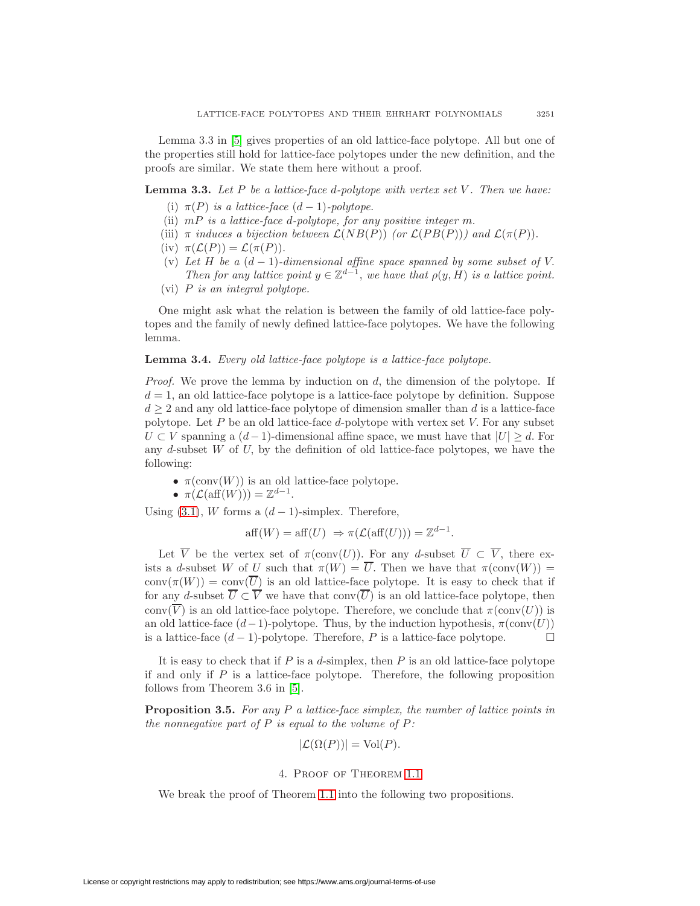Lemma 3.3 in [5] gives properties of an old lattice-face polytope. All but one of the properties still hold for lattice-face polytopes under the new definition, and the proofs are similar. We state them here without a proof.

**Lemma 3.3.** *Let $P$ be a lattice-face $d$-polytope with vertex set $V$. Then we have:*

(i) *$\pi(P)$ is a lattice-face $(d-1)$-polytope.*

(ii) *$mP$ is a lattice-face $d$-polytope, for any positive integer $m$.*

(iii) *$\pi$ induces a bijection between $\mathcal{L}(NB(P))$ (or $\mathcal{L}(PB(P))$) and $\mathcal{L}(\pi(P))$.*

(iv) *$\pi(\mathcal{L}(P)) = \mathcal{L}(\pi(P))$.*

(v) *Let $H$ be a $(d-1)$-dimensional affine space spanned by some subset of $V$. Then for any lattice point $y \in \mathbb{Z}^{d-1}$, we have that $\rho(y, H)$ is a lattice point.*

(vi) *$P$ is an integral polytope.*

One might ask what the relation is between the family of old lattice-face polytopes and the family of newly defined lattice-face polytopes. We have the following lemma.

**Lemma 3.4.** *Every old lattice-face polytope is a lattice-face polytope.*

*Proof.* We prove the lemma by induction on $d$, the dimension of the polytope. If $d = 1$, an old lattice-face polytope is a lattice-face polytope by definition. Suppose $d \geq 2$ and any old lattice-face polytope of dimension smaller than $d$ is a lattice-face polytope. Let $P$ be an old lattice-face $d$-polytope with vertex set $V$. For any subset $U \subset V$ spanning a $(d-1)$-dimensional affine space, we must have that $|U| \geq d$. For any $d$-subset $W$ of $U$, by the definition of old lattice-face polytopes, we have the following:

- $\pi(\text{conv}(W))$ is an old lattice-face polytope.
- $\pi(\mathcal{L}(\text{aff}(W))) = \mathbb{Z}^{d-1}$.

Using (3.1), $W$ forms a $(d-1)$-simplex. Therefore,

$$\text{aff}(W) = \text{aff}(U) \ \Rightarrow \pi(\mathcal{L}(\text{aff}(U))) = \mathbb{Z}^{d-1}.$$

Let $\overline{V}$ be the vertex set of $\pi(\text{conv}(U))$. For any $d$-subset $\overline{U} \subset \overline{V}$, there exists a $d$-subset $W$ of $U$ such that $\pi(W) = \overline{U}$. Then we have that $\pi(\text{conv}(W)) = \text{conv}(\pi(W)) = \text{conv}(\overline{U})$ is an old lattice-face polytope. It is easy to check that if for any $d$-subset $\overline{U} \subset \overline{V}$ we have that $\text{conv}(\overline{U})$ is an old lattice-face polytope, then $\text{conv}(\overline{V})$ is an old lattice-face polytope. Therefore, we conclude that $\pi(\text{conv}(U))$ is an old lattice-face $(d-1)$-polytope. Thus, by the induction hypothesis, $\pi(\text{conv}(U))$ is a lattice-face $(d-1)$-polytope. Therefore, $P$ is a lattice-face polytope. $\square$

It is easy to check that if $P$ is a $d$-simplex, then $P$ is an old lattice-face polytope if and only if $P$ is a lattice-face polytope. Therefore, the following proposition follows from Theorem 3.6 in [5].

**Proposition 3.5.** *For any $P$ a lattice-face simplex, the number of lattice points in the nonnegative part of $P$ is equal to the volume of $P$:*

$$|\mathcal{L}(\Omega(P))| = \text{Vol}(P).$$

## 4. Proof of Theorem 1.1

We break the proof of Theorem 1.1 into the following two propositions.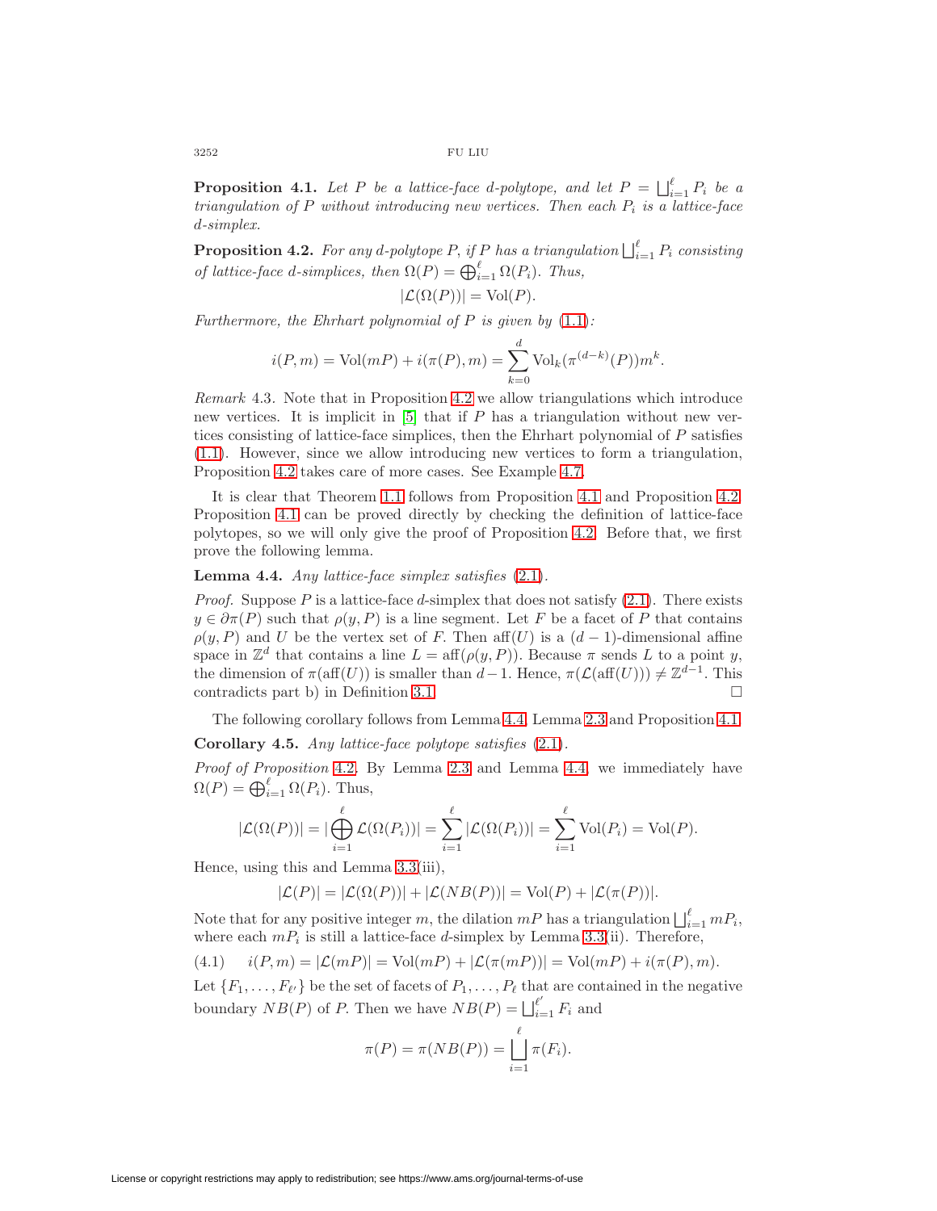**Proposition 4.1.** *Let $P$ be a lattice-face $d$-polytope, and let $P = \bigsqcup_{i=1}^{\ell} P_i$ be a triangulation of $P$ without introducing new vertices. Then each $P_i$ is a lattice-face $d$-simplex.*

**Proposition 4.2.** *For any $d$-polytope $P$, if $P$ has a triangulation $\bigsqcup_{i=1}^{\ell} P_i$ consisting of lattice-face $d$-simplices, then $\Omega(P) = \bigoplus_{i=1}^{\ell} \Omega(P_i)$. Thus,*

$$|\mathcal{L}(\Omega(P))| = \mathrm{Vol}(P).$$

*Furthermore, the Ehrhart polynomial of $P$ is given by (1.1):*

$$i(P, m) = \mathrm{Vol}(mP) + i(\pi(P), m) = \sum_{k=0}^{d} \mathrm{Vol}_k(\pi^{(d-k)}(P)) m^k.$$

*Remark* 4.3. Note that in Proposition 4.2 we allow triangulations which introduce new vertices. It is implicit in [5] that if $P$ has a triangulation without new vertices consisting of lattice-face simplices, then the Ehrhart polynomial of $P$ satisfies (1.1). However, since we allow introducing new vertices to form a triangulation, Proposition 4.2 takes care of more cases. See Example 4.7.

It is clear that Theorem 1.1 follows from Proposition 4.1 and Proposition 4.2. Proposition 4.1 can be proved directly by checking the definition of lattice-face polytopes, so we will only give the proof of Proposition 4.2. Before that, we first prove the following lemma.

**Lemma 4.4.** *Any lattice-face simplex satisfies (2.1).*

*Proof.* Suppose $P$ is a lattice-face $d$-simplex that does not satisfy (2.1). There exists $y \in \partial\pi(P)$ such that $\rho(y, P)$ is a line segment. Let $F$ be a facet of $P$ that contains $\rho(y, P)$ and $U$ be the vertex set of $F$. Then $\mathrm{aff}(U)$ is a $(d-1)$-dimensional affine space in $\mathbb{Z}^d$ that contains a line $L = \mathrm{aff}(\rho(y, P))$. Because $\pi$ sends $L$ to a point $y$, the dimension of $\pi(\mathrm{aff}(U))$ is smaller than $d-1$. Hence, $\pi(\mathcal{L}(\mathrm{aff}(U))) \neq \mathbb{Z}^{d-1}$. This contradicts part b) in Definition 3.1. $\square$

The following corollary follows from Lemma 4.4, Lemma 2.3 and Proposition 4.1.

**Corollary 4.5.** *Any lattice-face polytope satisfies (2.1).*

*Proof of Proposition* 4.2. By Lemma 2.3 and Lemma 4.4, we immediately have $\Omega(P) = \bigoplus_{i=1}^{\ell} \Omega(P_i)$. Thus,

$$|\mathcal{L}(\Omega(P))| = |\bigoplus_{i=1}^{\ell} \mathcal{L}(\Omega(P_i))| = \sum_{i=1}^{\ell} |\mathcal{L}(\Omega(P_i))| = \sum_{i=1}^{\ell} \mathrm{Vol}(P_i) = \mathrm{Vol}(P).$$

Hence, using this and Lemma 3.3(iii),

$$|\mathcal{L}(P)| = |\mathcal{L}(\Omega(P))| + |\mathcal{L}(NB(P))| = \mathrm{Vol}(P) + |\mathcal{L}(\pi(P))|.$$

Note that for any positive integer $m$, the dilation $mP$ has a triangulation $\bigsqcup_{i=1}^{\ell} mP_i$, where each $mP_i$ is still a lattice-face $d$-simplex by Lemma 3.3(ii). Therefore,

$$i(P, m) = |\mathcal{L}(mP)| = \mathrm{Vol}(mP) + |\mathcal{L}(\pi(mP))| = \mathrm{Vol}(mP) + i(\pi(P), m). \tag{4.1}$$

Let $\{F_1, \dots, F_{\ell'}\}$ be the set of facets of $P_1, \dots, P_\ell$ that are contained in the negative boundary $NB(P)$ of $P$. Then we have $NB(P) = \bigsqcup_{i=1}^{\ell'} F_i$ and

$$\pi(P) = \pi(NB(P)) = \bigsqcup_{i=1}^{\ell} \pi(F_i).$$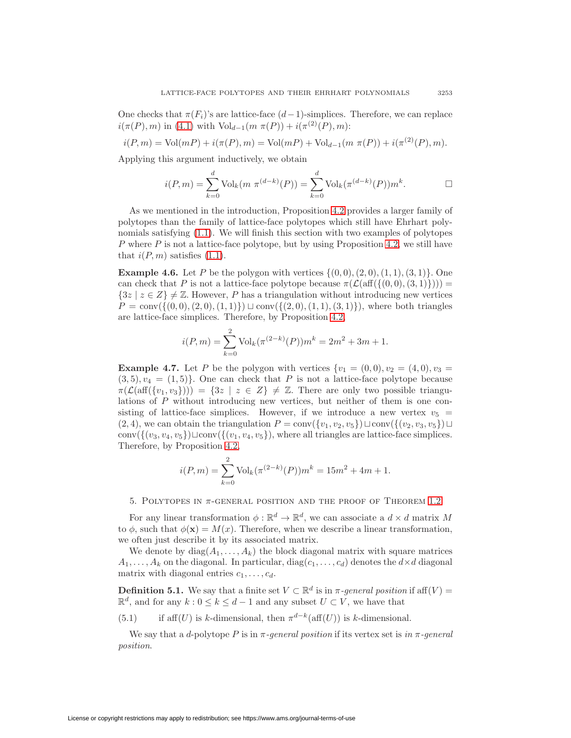One checks that $\pi(F_i)$'s are lattice-face $(d-1)$-simplices. Therefore, we can replace $i(\pi(P), m)$ in (4.1) with $\mathrm{Vol}_{d-1}(m\ \pi(P)) + i(\pi^{(2)}(P), m)$:

$$i(P, m) = \mathrm{Vol}(mP) + i(\pi(P), m) = \mathrm{Vol}(mP) + \mathrm{Vol}_{d-1}(m\ \pi(P)) + i(\pi^{(2)}(P), m).$$

Applying this argument inductively, we obtain

$$i(P, m) = \sum_{k=0}^{d} \mathrm{Vol}_k(m\ \pi^{(d-k)}(P)) = \sum_{k=0}^{d} \mathrm{Vol}_k(\pi^{(d-k)}(P)) m^k. \qquad \square$$

As we mentioned in the introduction, Proposition 4.2 provides a larger family of polytopes than the family of lattice-face polytopes which still have Ehrhart polynomials satisfying (1.1). We will finish this section with two examples of polytopes $P$ where $P$ is not a lattice-face polytope, but by using Proposition 4.2, we still have that $i(P, m)$ satisfies (1.1).

**Example 4.6.** Let $P$ be the polygon with vertices $\{(0,0), (2,0), (1,1), (3,1)\}$. One can check that $P$ is not a lattice-face polytope because $\pi(\mathcal{L}(\mathrm{aff}(\{(0,0),(3,1)\}))) = \{3z \mid z \in Z\} \neq \mathbb{Z}$. However, $P$ has a triangulation without introducing new vertices $P = \mathrm{conv}(\{(0,0),(2,0),(1,1)\}) \sqcup \mathrm{conv}(\{(2,0),(1,1),(3,1)\})$, where both triangles are lattice-face simplices. Therefore, by Proposition 4.2,

$$i(P, m) = \sum_{k=0}^{2} \mathrm{Vol}_k(\pi^{(2-k)}(P)) m^k = 2m^2 + 3m + 1.$$

**Example 4.7.** Let $P$ be the polygon with vertices $\{v_1 = (0,0), v_2 = (4,0), v_3 = (3,5), v_4 = (1,5)\}$. One can check that $P$ is not a lattice-face polytope because $\pi(\mathcal{L}(\mathrm{aff}(\{v_1, v_3\}))) = \{3z \mid z \in Z\} \neq \mathbb{Z}$. There are only two possible triangulations of $P$ without introducing new vertices, but neither of them is one consisting of lattice-face simplices. However, if we introduce a new vertex $v_5 = (2,4)$, we can obtain the triangulation $P = \mathrm{conv}(\{v_1, v_2, v_5\}) \sqcup \mathrm{conv}(\{(v_2, v_3, v_5\}) \sqcup \mathrm{conv}(\{(v_3, v_4, v_5\}) \sqcup \mathrm{conv}(\{(v_1, v_4, v_5\})$, where all triangles are lattice-face simplices. Therefore, by Proposition 4.2,

$$i(P, m) = \sum_{k=0}^{2} \mathrm{Vol}_k(\pi^{(2-k)}(P)) m^k = 15m^2 + 4m + 1.$$

## 5. Polytopes in $\pi$-general position and the proof of Theorem 1.2

For any linear transformation $\phi : \mathbb{R}^d \to \mathbb{R}^d$, we can associate a $d \times d$ matrix $M$ to $\phi$, such that $\phi(\mathbf{x}) = M(x)$. Therefore, when we describe a linear transformation, we often just describe it by its associated matrix.

We denote by $\mathrm{diag}(A_1, \dots, A_k)$ the block diagonal matrix with square matrices $A_1, \dots, A_k$ on the diagonal. In particular, $\mathrm{diag}(c_1, \dots, c_d)$ denotes the $d \times d$ diagonal matrix with diagonal entries $c_1, \dots, c_d$.

**Definition 5.1.** We say that a finite set $V \subset \mathbb{R}^d$ is in *$\pi$-general position* if $\mathrm{aff}(V) = \mathbb{R}^d$, and for any $k : 0 \le k \le d-1$ and any subset $U \subset V$, we have that

$$\text{(5.1)} \qquad \text{if } \mathrm{aff}(U) \text{ is } k\text{-dimensional, then } \pi^{d-k}(\mathrm{aff}(U)) \text{ is } k\text{-dimensional.}$$

We say that a $d$-polytope $P$ is in *$\pi$-general position* if its vertex set is *in $\pi$-general position*.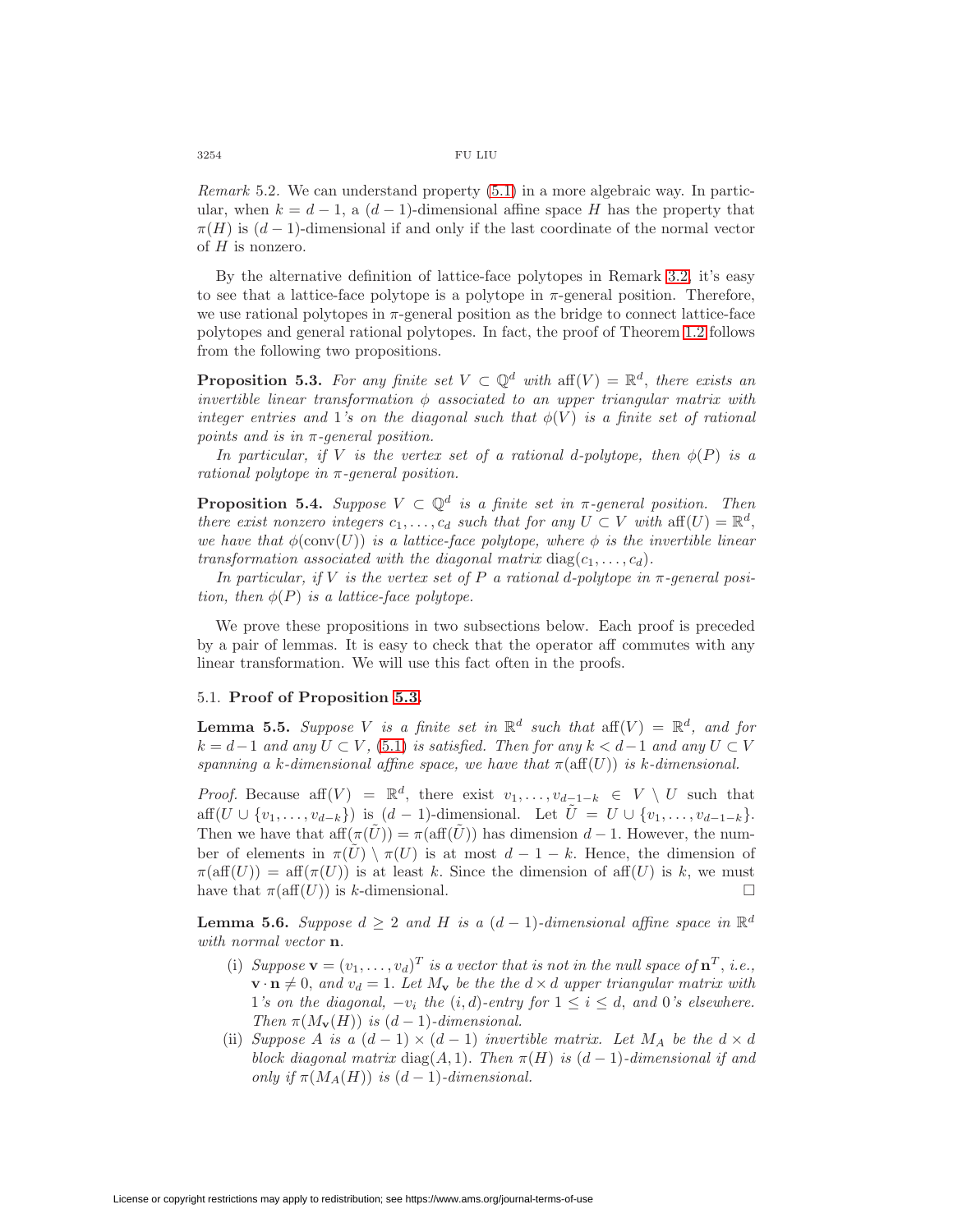*Remark* 5.2. We can understand property (5.1) in a more algebraic way. In particular, when $k = d-1$, a $(d-1)$-dimensional affine space $H$ has the property that $\pi(H)$ is $(d-1)$-dimensional if and only if the last coordinate of the normal vector of $H$ is nonzero.

By the alternative definition of lattice-face polytopes in Remark 3.2, it's easy to see that a lattice-face polytope is a polytope in $\pi$-general position. Therefore, we use rational polytopes in $\pi$-general position as the bridge to connect lattice-face polytopes and general rational polytopes. In fact, the proof of Theorem 1.2 follows from the following two propositions.

**Proposition 5.3.** *For any finite set $V \subset \mathbb{Q}^d$ with $\text{aff}(V) = \mathbb{R}^d$, there exists an invertible linear transformation $\phi$ associated to an upper triangular matrix with integer entries and 1's on the diagonal such that $\phi(V)$ is a finite set of rational points and is in $\pi$-general position.*

*In particular, if $V$ is the vertex set of a rational $d$-polytope, then $\phi(P)$ is a rational polytope in $\pi$-general position.*

**Proposition 5.4.** *Suppose $V \subset \mathbb{Q}^d$ is a finite set in $\pi$-general position. Then there exist nonzero integers $c_1, \ldots, c_d$ such that for any $U \subset V$ with $\text{aff}(U) = \mathbb{R}^d$, we have that $\phi(\text{conv}(U))$ is a lattice-face polytope, where $\phi$ is the invertible linear transformation associated with the diagonal matrix $\text{diag}(c_1, \ldots, c_d)$.*

*In particular, if $V$ is the vertex set of $P$ a rational $d$-polytope in $\pi$-general position, then $\phi(P)$ is a lattice-face polytope.*

We prove these propositions in two subsections below. Each proof is preceded by a pair of lemmas. It is easy to check that the operator aff commutes with any linear transformation. We will use this fact often in the proofs.

### 5.1. Proof of Proposition 5.3.

**Lemma 5.5.** *Suppose $V$ is a finite set in $\mathbb{R}^d$ such that $\text{aff}(V) = \mathbb{R}^d$, and for $k = d-1$ and any $U \subset V$, (5.1) is satisfied. Then for any $k < d-1$ and any $U \subset V$ spanning a $k$-dimensional affine space, we have that $\pi(\text{aff}(U))$ is $k$-dimensional.*

*Proof.* Because $\text{aff}(V) = \mathbb{R}^d$, there exist $v_1, \ldots, v_{d-1-k} \in V \setminus U$ such that $\text{aff}(U \cup \{v_1, \ldots, v_{d-k}\})$ is $(d-1)$-dimensional. Let $\tilde{U} = U \cup \{v_1, \ldots, v_{d-1-k}\}$. Then we have that $\text{aff}(\pi(\tilde{U})) = \pi(\text{aff}(\tilde{U}))$ has dimension $d-1$. However, the number of elements in $\pi(\tilde{U}) \setminus \pi(U)$ is at most $d-1-k$. Hence, the dimension of $\pi(\text{aff}(U)) = \text{aff}(\pi(U))$ is at least $k$. Since the dimension of $\text{aff}(U)$ is $k$, we must have that $\pi(\text{aff}(U))$ is $k$-dimensional. $\square$

**Lemma 5.6.** *Suppose $d \geq 2$ and $H$ is a $(d-1)$-dimensional affine space in $\mathbb{R}^d$ with normal vector $\mathbf{n}$.*

(i) *Suppose $\mathbf{v} = (v_1, \ldots, v_d)^T$ is a vector that is not in the null space of $\mathbf{n}^T$, i.e., $\mathbf{v} \cdot \mathbf{n} \neq 0$, and $v_d = 1$. Let $M_\mathbf{v}$ be the the $d \times d$ upper triangular matrix with 1's on the diagonal, $-v_i$ the $(i, d)$-entry for $1 \leq i \leq d$, and 0's elsewhere. Then $\pi(M_\mathbf{v}(H))$ is $(d-1)$-dimensional.*

(ii) *Suppose $A$ is a $(d-1) \times (d-1)$ invertible matrix. Let $M_A$ be the $d \times d$ block diagonal matrix $\text{diag}(A, 1)$. Then $\pi(H)$ is $(d-1)$-dimensional if and only if $\pi(M_A(H))$ is $(d-1)$-dimensional.*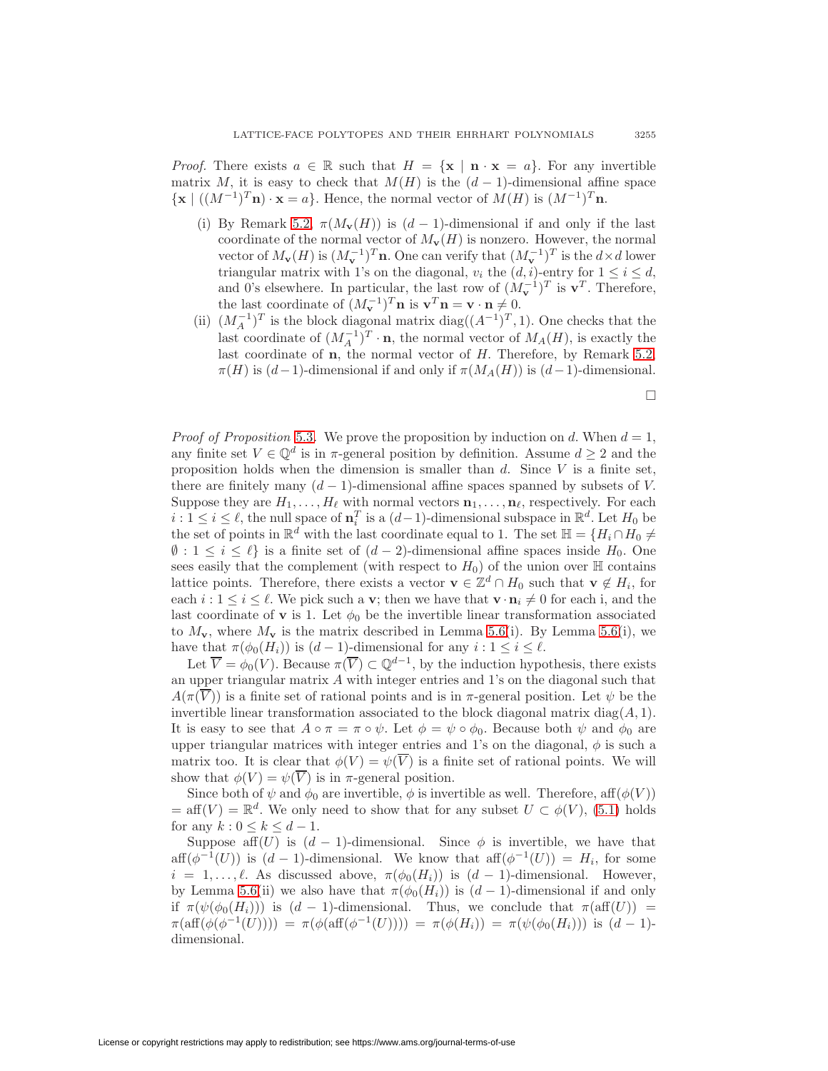*Proof.* There exists $a \in \mathbb{R}$ such that $H = \{\mathbf{x} \mid \mathbf{n} \cdot \mathbf{x} = a\}$. For any invertible matrix $M$, it is easy to check that $M(H)$ is the $(d-1)$-dimensional affine space $\{\mathbf{x} \mid ((M^{-1})^T \mathbf{n}) \cdot \mathbf{x} = a\}$. Hence, the normal vector of $M(H)$ is $(M^{-1})^T \mathbf{n}$.

(i) By Remark 5.2, $\pi(M_{\mathbf{v}}(H))$ is $(d-1)$-dimensional if and only if the last coordinate of the normal vector of $M_{\mathbf{v}}(H)$ is nonzero. However, the normal vector of $M_{\mathbf{v}}(H)$ is $(M_{\mathbf{v}}^{-1})^T \mathbf{n}$. One can verify that $(M_{\mathbf{v}}^{-1})^T$ is the $d \times d$ lower triangular matrix with 1's on the diagonal, $v_i$ the $(d, i)$-entry for $1 \leq i \leq d$, and 0's elsewhere. In particular, the last row of $(M_{\mathbf{v}}^{-1})^T$ is $\mathbf{v}^T$. Therefore, the last coordinate of $(M_{\mathbf{v}}^{-1})^T \mathbf{n}$ is $\mathbf{v}^T \mathbf{n} = \mathbf{v} \cdot \mathbf{n} \neq 0$.

(ii) $(M_A^{-1})^T$ is the block diagonal matrix $\operatorname{diag}((A^{-1})^T, 1)$. One checks that the last coordinate of $(M_A^{-1})^T \cdot \mathbf{n}$, the normal vector of $M_A(H)$, is exactly the last coordinate of $\mathbf{n}$, the normal vector of $H$. Therefore, by Remark 5.2, $\pi(H)$ is $(d-1)$-dimensional if and only if $\pi(M_A(H))$ is $(d-1)$-dimensional.

$\square$

*Proof of Proposition* 5.3. We prove the proposition by induction on $d$. When $d = 1$, any finite set $V \in \mathbb{Q}^d$ is in $\pi$-general position by definition. Assume $d \geq 2$ and the proposition holds when the dimension is smaller than $d$. Since $V$ is a finite set, there are finitely many $(d-1)$-dimensional affine spaces spanned by subsets of $V$. Suppose they are $H_1, \ldots, H_\ell$ with normal vectors $\mathbf{n}_1, \ldots, \mathbf{n}_\ell$, respectively. For each $i : 1 \leq i \leq \ell$, the null space of $\mathbf{n}_i^T$ is a $(d-1)$-dimensional subspace in $\mathbb{R}^d$. Let $H_0$ be the set of points in $\mathbb{R}^d$ with the last coordinate equal to 1. The set $\mathbb{H} = \{H_i \cap H_0 \neq \emptyset : 1 \leq i \leq \ell\}$ is a finite set of $(d-2)$-dimensional affine spaces inside $H_0$. One sees easily that the complement (with respect to $H_0$) of the union over $\mathbb{H}$ contains lattice points. Therefore, there exists a vector $\mathbf{v} \in \mathbb{Z}^d \cap H_0$ such that $\mathbf{v} \notin H_i$, for each $i : 1 \leq i \leq \ell$. We pick such a $\mathbf{v}$; then we have that $\mathbf{v} \cdot \mathbf{n}_i \neq 0$ for each i, and the last coordinate of $\mathbf{v}$ is 1. Let $\phi_0$ be the invertible linear transformation associated to $M_{\mathbf{v}}$, where $M_{\mathbf{v}}$ is the matrix described in Lemma 5.6(i). By Lemma 5.6(i), we have that $\pi(\phi_0(H_i))$ is $(d-1)$-dimensional for any $i : 1 \leq i \leq \ell$.

Let $\overline{V} = \phi_0(V)$. Because $\pi(\overline{V}) \subset \mathbb{Q}^{d-1}$, by the induction hypothesis, there exists an upper triangular matrix $A$ with integer entries and 1's on the diagonal such that $A(\pi(\overline{V}))$ is a finite set of rational points and is in $\pi$-general position. Let $\psi$ be the invertible linear transformation associated to the block diagonal matrix $\operatorname{diag}(A, 1)$. It is easy to see that $A \circ \pi = \pi \circ \psi$. Let $\phi = \psi \circ \phi_0$. Because both $\psi$ and $\phi_0$ are upper triangular matrices with integer entries and 1's on the diagonal, $\phi$ is such a matrix too. It is clear that $\phi(V) = \psi(\overline{V})$ is a finite set of rational points. We will show that $\phi(V) = \psi(\overline{V})$ is in $\pi$-general position.

Since both of $\psi$ and $\phi_0$ are invertible, $\phi$ is invertible as well. Therefore, $\operatorname{aff}(\phi(V)) = \operatorname{aff}(V) = \mathbb{R}^d$. We only need to show that for any subset $U \subset \phi(V)$, (5.1) holds for any $k : 0 \leq k \leq d-1$.

Suppose $\operatorname{aff}(U)$ is $(d-1)$-dimensional. Since $\phi$ is invertible, we have that $\operatorname{aff}(\phi^{-1}(U))$ is $(d-1)$-dimensional. We know that $\operatorname{aff}(\phi^{-1}(U)) = H_i$, for some $i = 1, \ldots, \ell$. As discussed above, $\pi(\phi_0(H_i))$ is $(d-1)$-dimensional. However, by Lemma 5.6(ii) we also have that $\pi(\phi_0(H_i))$ is $(d-1)$-dimensional if and only if $\pi(\psi(\phi_0(H_i)))$ is $(d-1)$-dimensional. Thus, we conclude that $\pi(\operatorname{aff}(U)) = \pi(\operatorname{aff}(\phi(\phi^{-1}(U)))) = \pi(\phi(\operatorname{aff}(\phi^{-1}(U)))) = \pi(\phi(H_i)) = \pi(\psi(\phi_0(H_i)))$ is $(d-1)$-dimensional.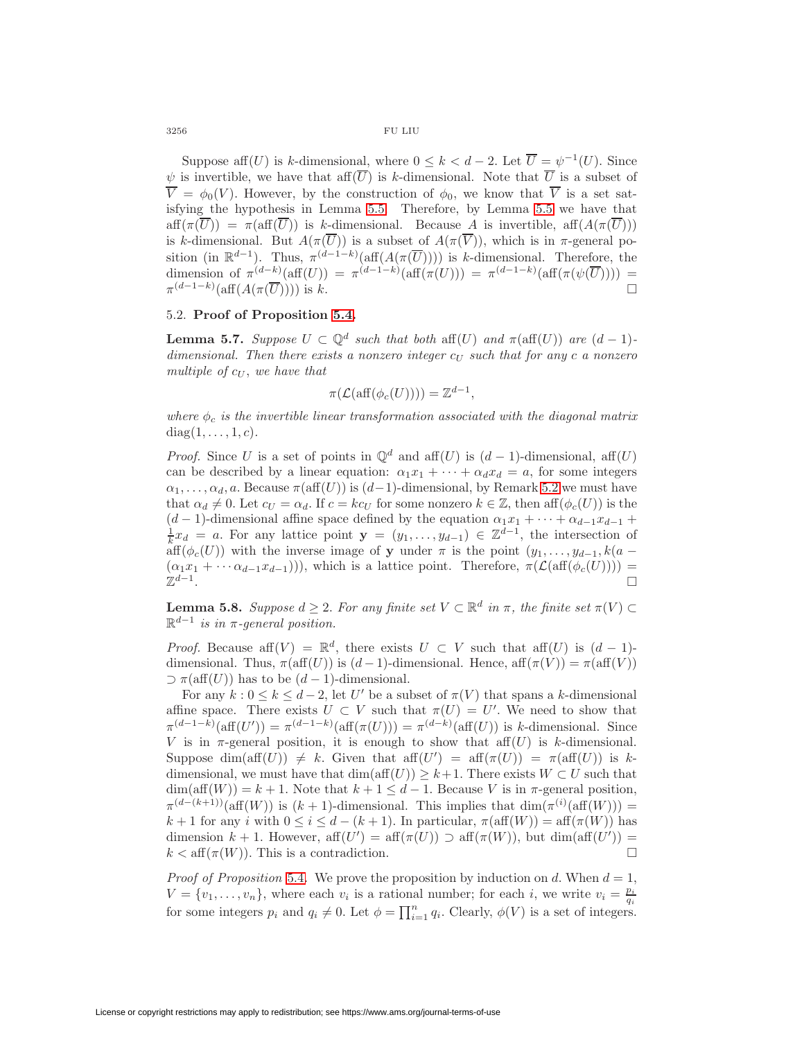Suppose $\operatorname{aff}(U)$ is $k$-dimensional, where $0 \le k < d-2$. Let $\overline{U} = \psi^{-1}(U)$. Since $\psi$ is invertible, we have that $\operatorname{aff}(\overline{U})$ is $k$-dimensional. Note that $\overline{U}$ is a subset of $\overline{V} = \phi_0(V)$. However, by the construction of $\phi_0$, we know that $\overline{V}$ is a set satisfying the hypothesis in Lemma 5.5. Therefore, by Lemma 5.5 we have that $\operatorname{aff}(\pi(\overline{U})) = \pi(\operatorname{aff}(\overline{U}))$ is $k$-dimensional. Because $A$ is invertible, $\operatorname{aff}(A(\pi(\overline{U})))$ is $k$-dimensional. But $A(\pi(\overline{U}))$ is a subset of $A(\pi(\overline{V}))$, which is in $\pi$-general position (in $\mathbb{R}^{d-1}$). Thus, $\pi^{(d-1-k)}(\operatorname{aff}(A(\pi(\overline{U}))))$ is $k$-dimensional. Therefore, the dimension of $\pi^{(d-k)}(\operatorname{aff}(U)) = \pi^{(d-1-k)}(\operatorname{aff}(\pi(U))) = \pi^{(d-1-k)}(\operatorname{aff}(\pi(\psi(\overline{U})))) = \pi^{(d-1-k)}(\operatorname{aff}(A(\pi(\overline{U}))))$ is $k$. $\square$

### 5.2. Proof of Proposition 5.4.

**Lemma 5.7.** *Suppose $U \subset \mathbb{Q}^d$ such that both $\operatorname{aff}(U)$ and $\pi(\operatorname{aff}(U))$ are $(d-1)$-dimensional. Then there exists a nonzero integer $c_U$ such that for any $c$ a nonzero multiple of $c_U$, we have that*

$$\pi(\mathcal{L}(\operatorname{aff}(\phi_c(U)))) = \mathbb{Z}^{d-1},$$

*where $\phi_c$ is the invertible linear transformation associated with the diagonal matrix $\operatorname{diag}(1, \dots, 1, c)$.*

*Proof.* Since $U$ is a set of points in $\mathbb{Q}^d$ and $\operatorname{aff}(U)$ is $(d-1)$-dimensional, $\operatorname{aff}(U)$ can be described by a linear equation: $\alpha_1 x_1 + \cdots + \alpha_d x_d = a$, for some integers $\alpha_1, \dots, \alpha_d, a$. Because $\pi(\operatorname{aff}(U))$ is $(d-1)$-dimensional, by Remark 5.2 we must have that $\alpha_d \neq 0$. Let $c_U = \alpha_d$. If $c = kc_U$ for some nonzero $k \in \mathbb{Z}$, then $\operatorname{aff}(\phi_c(U))$ is the $(d-1)$-dimensional affine space defined by the equation $\alpha_1 x_1 + \cdots + \alpha_{d-1} x_{d-1} + \frac{1}{k} x_d = a$. For any lattice point $\mathbf{y} = (y_1, \dots, y_{d-1}) \in \mathbb{Z}^{d-1}$, the intersection of $\operatorname{aff}(\phi_c(U))$ with the inverse image of $\mathbf{y}$ under $\pi$ is the point $(y_1, \dots, y_{d-1}, k(a - (\alpha_1 x_1 + \cdots \alpha_{d-1} x_{d-1})))$, which is a lattice point. Therefore, $\pi(\mathcal{L}(\operatorname{aff}(\phi_c(U)))) = \mathbb{Z}^{d-1}$. $\square$

**Lemma 5.8.** *Suppose $d \ge 2$. For any finite set $V \subset \mathbb{R}^d$ in $\pi$, the finite set $\pi(V) \subset \mathbb{R}^{d-1}$ is in $\pi$-general position.*

*Proof.* Because $\operatorname{aff}(V) = \mathbb{R}^d$, there exists $U \subset V$ such that $\operatorname{aff}(U)$ is $(d-1)$-dimensional. Thus, $\pi(\operatorname{aff}(U))$ is $(d-1)$-dimensional. Hence, $\operatorname{aff}(\pi(V)) = \pi(\operatorname{aff}(V)) \supset \pi(\operatorname{aff}(U))$ has to be $(d-1)$-dimensional.

For any $k : 0 \le k \le d-2$, let $U'$ be a subset of $\pi(V)$ that spans a $k$-dimensional affine space. There exists $U \subset V$ such that $\pi(U) = U'$. We need to show that $\pi^{(d-1-k)}(\operatorname{aff}(U')) = \pi^{(d-1-k)}(\operatorname{aff}(\pi(U))) = \pi^{(d-k)}(\operatorname{aff}(U))$ is $k$-dimensional. Since $V$ is in $\pi$-general position, it is enough to show that $\operatorname{aff}(U)$ is $k$-dimensional. Suppose $\dim(\operatorname{aff}(U)) \neq k$. Given that $\operatorname{aff}(U') = \operatorname{aff}(\pi(U)) = \pi(\operatorname{aff}(U))$ is $k$-dimensional, we must have that $\dim(\operatorname{aff}(U)) \ge k+1$. There exists $W \subset U$ such that $\dim(\operatorname{aff}(W)) = k+1$. Note that $k+1 \le d-1$. Because $V$ is in $\pi$-general position, $\pi^{(d-(k+1))}(\operatorname{aff}(W))$ is $(k+1)$-dimensional. This implies that $\dim(\pi^{(i)}(\operatorname{aff}(W))) = k+1$ for any $i$ with $0 \le i \le d-(k+1)$. In particular, $\pi(\operatorname{aff}(W)) = \operatorname{aff}(\pi(W))$ has dimension $k+1$. However, $\operatorname{aff}(U') = \operatorname{aff}(\pi(U)) \supset \operatorname{aff}(\pi(W))$, but $\dim(\operatorname{aff}(U')) = k < \operatorname{aff}(\pi(W))$. This is a contradiction. $\square$

*Proof of Proposition* 5.4. We prove the proposition by induction on $d$. When $d = 1$, $V = \{v_1, \dots, v_n\}$, where each $v_i$ is a rational number; for each $i$, we write $v_i = \frac{p_i}{q_i}$ for some integers $p_i$ and $q_i \neq 0$. Let $\phi = \prod_{i=1}^n q_i$. Clearly, $\phi(V)$ is a set of integers.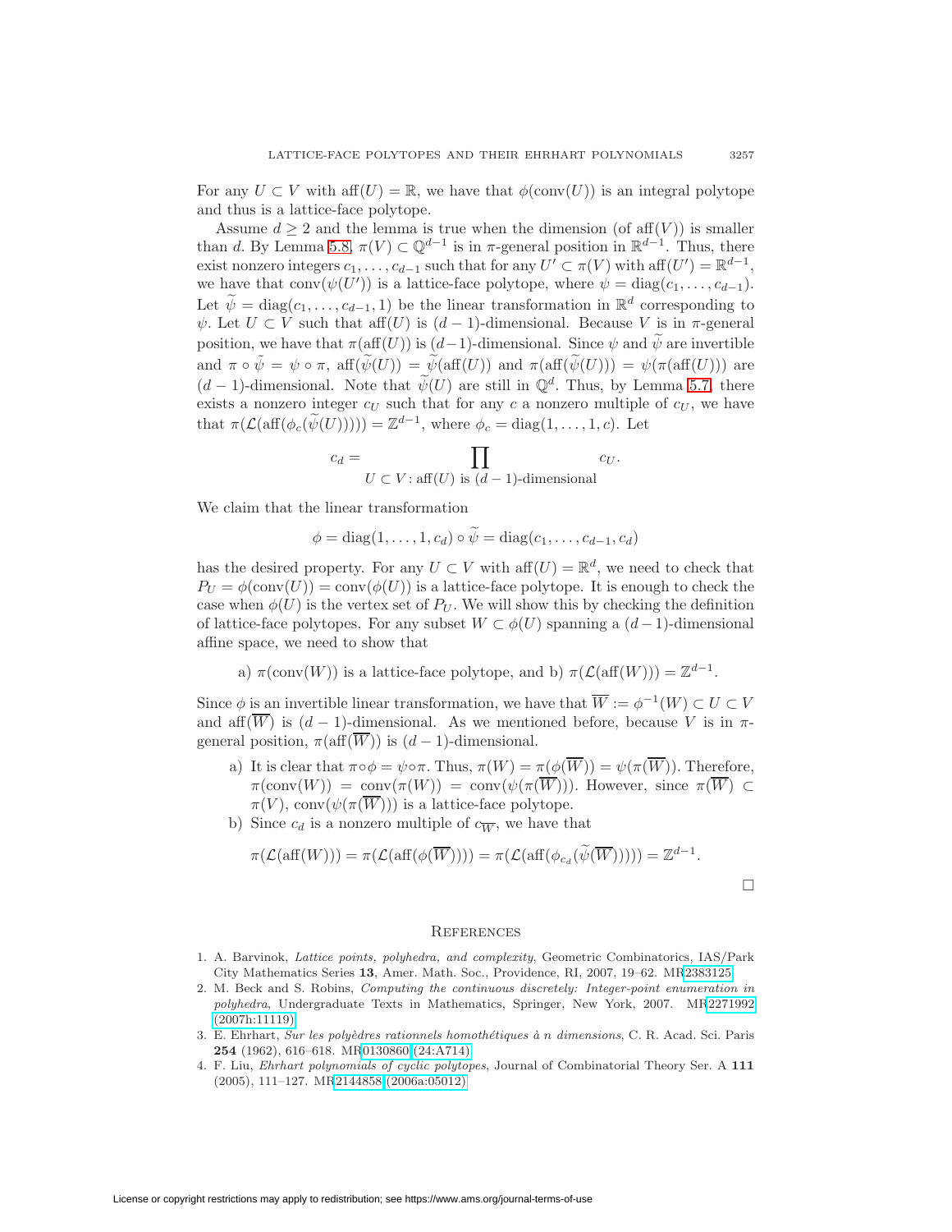For any $U \subset V$ with $\text{aff}(U) = \mathbb{R}$, we have that $\phi(\text{conv}(U))$ is an integral polytope and thus is a lattice-face polytope.

Assume $d \geq 2$ and the lemma is true when the dimension (of $\text{aff}(V)$) is smaller than $d$. By Lemma 5.8, $\pi(V) \subset \mathbb{Q}^{d-1}$ is in $\pi$-general position in $\mathbb{R}^{d-1}$. Thus, there exist nonzero integers $c_1, \dots, c_{d-1}$ such that for any $U' \subset \pi(V)$ with $\text{aff}(U') = \mathbb{R}^{d-1}$, we have that $\text{conv}(\psi(U'))$ is a lattice-face polytope, where $\psi = \text{diag}(c_1, \dots, c_{d-1})$. Let $\widetilde{\psi} = \text{diag}(c_1, \dots, c_{d-1}, 1)$ be the linear transformation in $\mathbb{R}^d$ corresponding to $\psi$. Let $U \subset V$ such that $\text{aff}(U)$ is $(d-1)$-dimensional. Because $V$ is in $\pi$-general position, we have that $\pi(\text{aff}(U))$ is $(d-1)$-dimensional. Since $\psi$ and $\widetilde{\psi}$ are invertible and $\pi \circ \tilde{\psi} = \psi \circ \pi$, $\text{aff}(\widetilde{\psi}(U)) = \widetilde{\psi}(\text{aff}(U))$ and $\pi(\text{aff}(\widetilde{\psi}(U))) = \psi(\pi(\text{aff}(U)))$ are $(d-1)$-dimensional. Note that $\widetilde{\psi}(U)$ are still in $\mathbb{Q}^d$. Thus, by Lemma 5.7, there exists a nonzero integer $c_U$ such that for any $c$ a nonzero multiple of $c_U$, we have that $\pi(\mathcal{L}(\text{aff}(\phi_c(\widetilde{\psi}(U))))) = \mathbb{Z}^{d-1}$, where $\phi_c = \text{diag}(1, \dots, 1, c)$. Let

$$c_d = \prod_{U \subset V\colon \text{aff}(U) \text{ is } (d-1)\text{-dimensional}} c_U.$$

We claim that the linear transformation

$$\phi = \text{diag}(1, \dots, 1, c_d) \circ \widetilde{\psi} = \text{diag}(c_1, \dots, c_{d-1}, c_d)$$

has the desired property. For any $U \subset V$ with $\text{aff}(U) = \mathbb{R}^d$, we need to check that $P_U = \phi(\text{conv}(U)) = \text{conv}(\phi(U))$ is a lattice-face polytope. It is enough to check the case when $\phi(U)$ is the vertex set of $P_U$. We will show this by checking the definition of lattice-face polytopes. For any subset $W \subset \phi(U)$ spanning a $(d-1)$-dimensional affine space, we need to show that

a) $\pi(\text{conv}(W))$ is a lattice-face polytope, and b) $\pi(\mathcal{L}(\text{aff}(W))) = \mathbb{Z}^{d-1}$.

Since $\phi$ is an invertible linear transformation, we have that $\overline{W} := \phi^{-1}(W) \subset U \subset V$ and $\text{aff}(\overline{W})$ is $(d-1)$-dimensional. As we mentioned before, because $V$ is in $\pi$-general position, $\pi(\text{aff}(\overline{W}))$ is $(d-1)$-dimensional.

a) It is clear that $\pi \circ \phi = \psi \circ \pi$. Thus, $\pi(W) = \pi(\phi(\overline{W})) = \psi(\pi(\overline{W}))$. Therefore, $\pi(\text{conv}(W)) = \text{conv}(\pi(W)) = \text{conv}(\psi(\pi(\overline{W})))$. However, since $\pi(\overline{W}) \subset \pi(V)$, $\text{conv}(\psi(\pi(\overline{W})))$ is a lattice-face polytope.

b) Since $c_d$ is a nonzero multiple of $c_{\overline{W}}$, we have that

$$\pi(\mathcal{L}(\text{aff}(W))) = \pi(\mathcal{L}(\text{aff}(\phi(\overline{W})))) = \pi(\mathcal{L}(\text{aff}(\phi_{c_d}(\widetilde{\psi}(\overline{W}))))) = \mathbb{Z}^{d-1}.$$

$\square$

## References

1. A. Barvinok, *Lattice points, polyhedra, and complexity*, Geometric Combinatorics, IAS/Park City Mathematics Series **13**, Amer. Math. Soc., Providence, RI, 2007, 19–62. MR2383125
2. M. Beck and S. Robins, *Computing the continuous discretely: Integer-point enumeration in polyhedra*, Undergraduate Texts in Mathematics, Springer, New York, 2007. MR2271992 (2007h:11119)
3. E. Ehrhart, *Sur les polyèdres rationnels homothétiques à n dimensions*, C. R. Acad. Sci. Paris **254** (1962), 616–618. MR0130860 (24:A714)
4. F. Liu, *Ehrhart polynomials of cyclic polytopes*, Journal of Combinatorial Theory Ser. A **111** (2005), 111–127. MR2144858 (2006a:05012)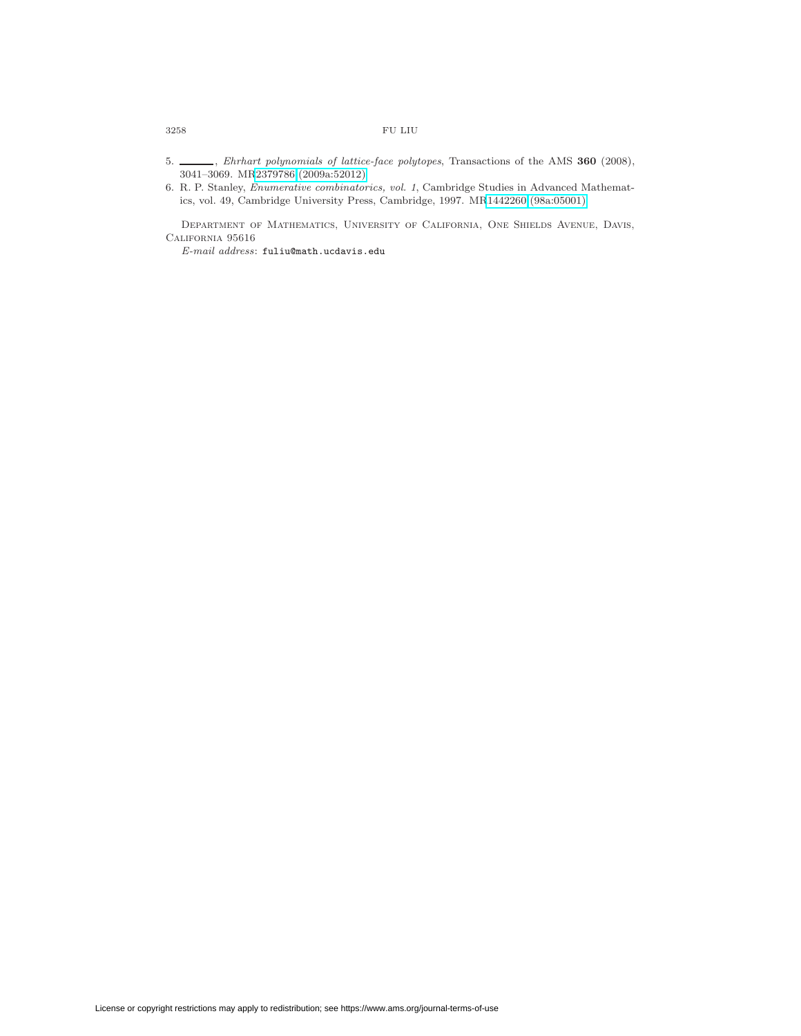5. ______, *Ehrhart polynomials of lattice-face polytopes*, Transactions of the AMS **360** (2008), 3041–3069. MR2379786 (2009a:52012)
6. R. P. Stanley, *Enumerative combinatorics, vol. 1*, Cambridge Studies in Advanced Mathematics, vol. 49, Cambridge University Press, Cambridge, 1997. MR1442260 (98a:05001)

Department of Mathematics, University of California, One Shields Avenue, Davis, California 95616

*E-mail address*: `fuliu@math.ucdavis.edu`